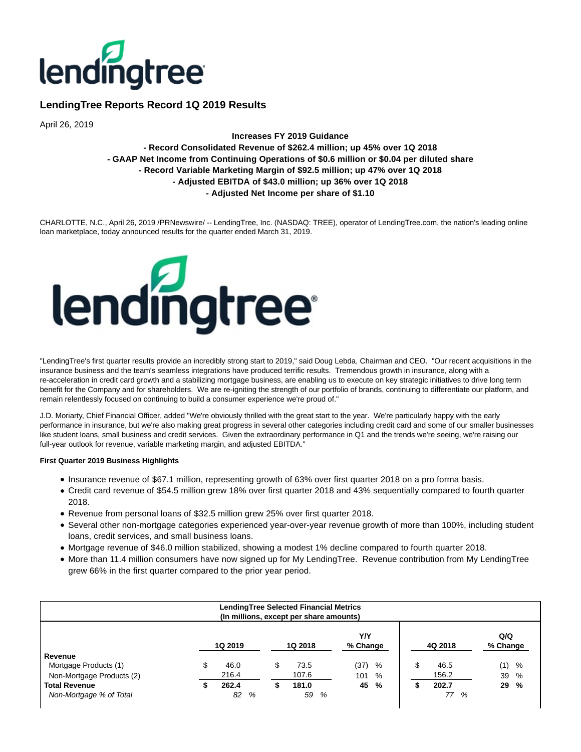# LendingTree Reports Record 1Q 2019 Results

April 26, 2019

**Increases FY 2019 Guidance**

**- Record Consolidated Revenue of $262.4 million; up 45% over 1Q 2018**

**- GAAP Net Income from Continuing Operations of $0.6 million or $0.04 per diluted share**

**- Record Variable Marketing Margin of $92.5 million; up 47% over 1Q 2018**

**- Adjusted EBITDA of $43.0 million; up 36% over 1Q 2018**

**- Adjusted Net Income per share of $1.10**

CHARLOTTE, N.C., April 26, 2019 /PRNewswire/ -- LendingTree, Inc. (NASDAQ: TREE), operator of LendingTree.com, the nation's leading online loan marketplace, today announced results for the quarter ended March 31, 2019.

"LendingTree's first quarter results provide an incredibly strong start to 2019," said Doug Lebda, Chairman and CEO. "Our recent acquisitions in the insurance business and the team's seamless integrations have produced terrific results. Tremendous growth in insurance, along with a re-acceleration in credit card growth and a stabilizing mortgage business, are enabling us to execute on key strategic initiatives to drive long term benefit for the Company and for shareholders. We are re-igniting the strength of our portfolio of brands, continuing to differentiate our platform, and remain relentlessly focused on continuing to build a consumer experience we're proud of."

J.D. Moriarty, Chief Financial Officer, added "We're obviously thrilled with the great start to the year. We're particularly happy with the early performance in insurance, but we're also making great progress in several other categories including credit card and some of our smaller businesses like student loans, small business and credit services. Given the extraordinary performance in Q1 and the trends we're seeing, we're raising our full-year outlook for revenue, variable marketing margin, and adjusted EBITDA."

**First Quarter 2019 Business Highlights**

- Insurance revenue of $67.1 million, representing growth of 63% over first quarter 2018 on a pro forma basis.
- Credit card revenue of $54.5 million grew 18% over first quarter 2018 and 43% sequentially compared to fourth quarter 2018.
- Revenue from personal loans of $32.5 million grew 25% over first quarter 2018.
- Several other non-mortgage categories experienced year-over-year revenue growth of more than 100%, including student loans, credit services, and small business loans.
- Mortgage revenue of $46.0 million stabilized, showing a modest 1% decline compared to fourth quarter 2018.
- More than 11.4 million consumers have now signed up for My LendingTree. Revenue contribution from My LendingTree grew 66% in the first quarter compared to the prior year period.

**LendingTree Selected Financial Metrics**
**(In millions, except per share amounts)**

| | 1Q 2019 | 1Q 2018 | Y/Y % Change | 4Q 2018 | Q/Q % Change |
|---|---|---|---|---|---|
| **Revenue** | | | | | |
| Mortgage Products (1) | $ 46.0 | $ 73.5 | (37) % | $ 46.5 | (1) % |
| Non-Mortgage Products (2) | 216.4 | 107.6 | 101 % | 156.2 | 39 % |
| **Total Revenue** | **$ 262.4** | **$ 181.0** | **45 %** | **$ 202.7** | **29 %** |
| *Non-Mortgage % of Total* | *82 %* | *59 %* | | *77 %* | |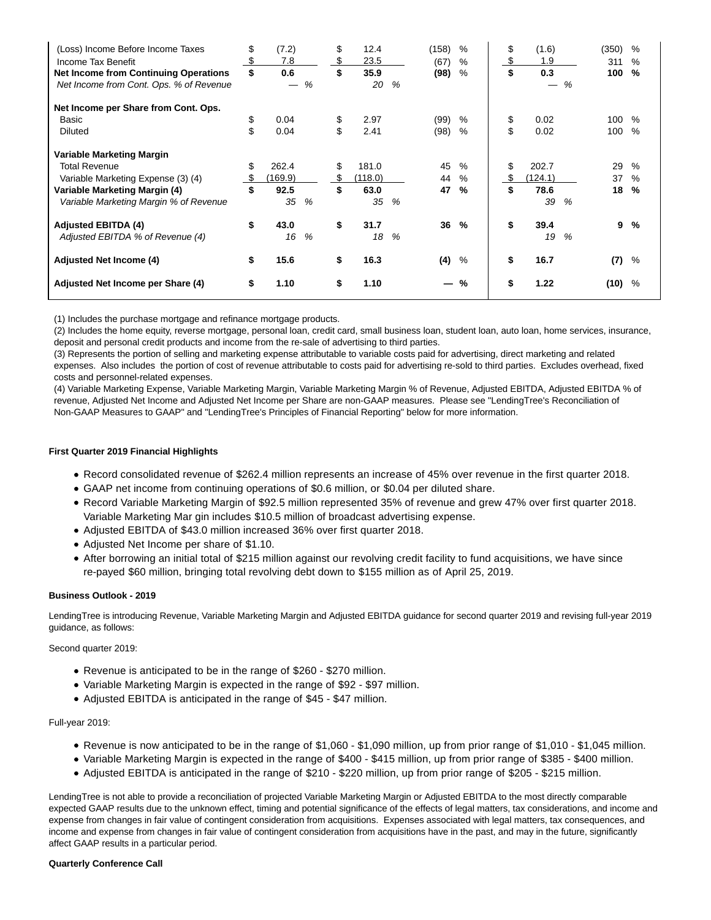| | | | | | |
|---|---|---|---|---|---|
| (Loss) Income Before Income Taxes | $ (7.2) | $ 12.4 | (158) % | $ (1.6) | (350) % |
| Income Tax Benefit | $ 7.8 | $ 23.5 | (67) % | $ 1.9 | 311 % |
| **Net Income from Continuing Operations** | **$ 0.6** | **$ 35.9** | **(98)** % | **$ 0.3** | **100 %** |
| *Net Income from Cont. Ops. % of Revenue* | *— %* | *20 %* | | *— %* | |
| **Net Income per Share from Cont. Ops.** | | | | | |
| Basic | $ 0.04 | $ 2.97 | (99) % | $ 0.02 | 100 % |
| Diluted | $ 0.04 | $ 2.41 | (98) % | $ 0.02 | 100 % |
| **Variable Marketing Margin** | | | | | |
| Total Revenue | $ 262.4 | $ 181.0 | 45 % | $ 202.7 | 29 % |
| Variable Marketing Expense (3) (4) | $ (169.9) | $ (118.0) | 44 % | $ (124.1) | 37 % |
| **Variable Marketing Margin (4)** | **$ 92.5** | **$ 63.0** | **47 %** | **$ 78.6** | **18 %** |
| *Variable Marketing Margin % of Revenue* | *35 %* | *35 %* | | *39 %* | |
| **Adjusted EBITDA (4)** | **$ 43.0** | **$ 31.7** | **36 %** | **$ 39.4** | **9 %** |
| *Adjusted EBITDA % of Revenue (4)* | *16 %* | *18 %* | | *19 %* | |
| **Adjusted Net Income (4)** | **$ 15.6** | **$ 16.3** | **(4)** % | **$ 16.7** | **(7)** % |
| **Adjusted Net Income per Share (4)** | **$ 1.10** | **$ 1.10** | **— %** | **$ 1.22** | **(10)** % |

(1) Includes the purchase mortgage and refinance mortgage products.

(2) Includes the home equity, reverse mortgage, personal loan, credit card, small business loan, student loan, auto loan, home services, insurance, deposit and personal credit products and income from the re-sale of advertising to third parties.

(3) Represents the portion of selling and marketing expense attributable to variable costs paid for advertising, direct marketing and related expenses. Also includes the portion of cost of revenue attributable to costs paid for advertising re-sold to third parties. Excludes overhead, fixed costs and personnel-related expenses.

(4) Variable Marketing Expense, Variable Marketing Margin, Variable Marketing Margin % of Revenue, Adjusted EBITDA, Adjusted EBITDA % of revenue, Adjusted Net Income and Adjusted Net Income per Share are non-GAAP measures. Please see "LendingTree's Reconciliation of Non-GAAP Measures to GAAP" and "LendingTree's Principles of Financial Reporting" below for more information.

**First Quarter 2019 Financial Highlights**

- Record consolidated revenue of $262.4 million represents an increase of 45% over revenue in the first quarter 2018.
- GAAP net income from continuing operations of $0.6 million, or $0.04 per diluted share.
- Record Variable Marketing Margin of $92.5 million represented 35% of revenue and grew 47% over first quarter 2018. Variable Marketing Mar gin includes $10.5 million of broadcast advertising expense.
- Adjusted EBITDA of $43.0 million increased 36% over first quarter 2018.
- Adjusted Net Income per share of $1.10.
- After borrowing an initial total of $215 million against our revolving credit facility to fund acquisitions, we have since re-payed $60 million, bringing total revolving debt down to $155 million as of April 25, 2019.

**Business Outlook - 2019**

LendingTree is introducing Revenue, Variable Marketing Margin and Adjusted EBITDA guidance for second quarter 2019 and revising full-year 2019 guidance, as follows:

Second quarter 2019:

- Revenue is anticipated to be in the range of $260 - $270 million.
- Variable Marketing Margin is expected in the range of $92 - $97 million.
- Adjusted EBITDA is anticipated in the range of $45 - $47 million.

Full-year 2019:

- Revenue is now anticipated to be in the range of $1,060 - $1,090 million, up from prior range of $1,010 - $1,045 million.
- Variable Marketing Margin is expected in the range of $400 - $415 million, up from prior range of $385 - $400 million.
- Adjusted EBITDA is anticipated in the range of $210 - $220 million, up from prior range of $205 - $215 million.

LendingTree is not able to provide a reconciliation of projected Variable Marketing Margin or Adjusted EBITDA to the most directly comparable expected GAAP results due to the unknown effect, timing and potential significance of the effects of legal matters, tax considerations, and income and expense from changes in fair value of contingent consideration from acquisitions. Expenses associated with legal matters, tax consequences, and income and expense from changes in fair value of contingent consideration from acquisitions have in the past, and may in the future, significantly affect GAAP results in a particular period.

**Quarterly Conference Call**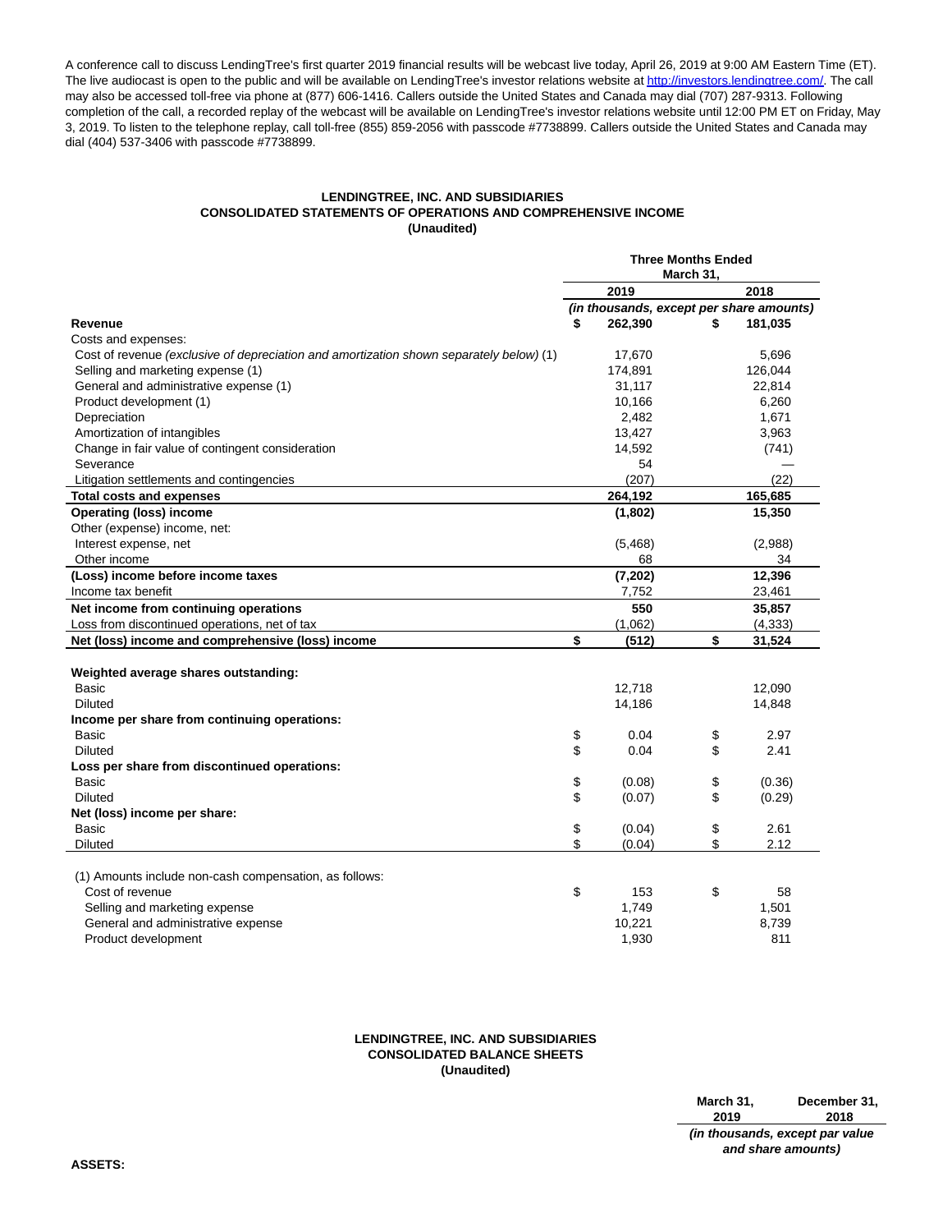A conference call to discuss LendingTree's first quarter 2019 financial results will be webcast live today, April 26, 2019 at 9:00 AM Eastern Time (ET). The live audiocast is open to the public and will be available on LendingTree's investor relations website at http://investors.lendingtree.com/. The call may also be accessed toll-free via phone at (877) 606-1416. Callers outside the United States and Canada may dial (707) 287-9313. Following completion of the call, a recorded replay of the webcast will be available on LendingTree's investor relations website until 12:00 PM ET on Friday, May 3, 2019. To listen to the telephone replay, call toll-free (855) 859-2056 with passcode #7738899. Callers outside the United States and Canada may dial (404) 537-3406 with passcode #7738899.

**LENDINGTREE, INC. AND SUBSIDIARIES**
**CONSOLIDATED STATEMENTS OF OPERATIONS AND COMPREHENSIVE INCOME**
**(Unaudited)**

| | Three Months Ended March 31, | |
|---|---|---|
| | 2019 | 2018 |
| | *(in thousands, except per share amounts)* | |
| **Revenue** | **$ 262,390** | **$ 181,035** |
| Costs and expenses: | | |
| Cost of revenue *(exclusive of depreciation and amortization shown separately below)* (1) | 17,670 | 5,696 |
| Selling and marketing expense (1) | 174,891 | 126,044 |
| General and administrative expense (1) | 31,117 | 22,814 |
| Product development (1) | 10,166 | 6,260 |
| Depreciation | 2,482 | 1,671 |
| Amortization of intangibles | 13,427 | 3,963 |
| Change in fair value of contingent consideration | 14,592 | (741) |
| Severance | 54 | — |
| Litigation settlements and contingencies | (207) | (22) |
| **Total costs and expenses** | **264,192** | **165,685** |
| **Operating (loss) income** | **(1,802)** | **15,350** |
| Other (expense) income, net: | | |
| Interest expense, net | (5,468) | (2,988) |
| Other income | 68 | 34 |
| **(Loss) income before income taxes** | **(7,202)** | **12,396** |
| Income tax benefit | 7,752 | 23,461 |
| **Net income from continuing operations** | **550** | **35,857** |
| Loss from discontinued operations, net of tax | (1,062) | (4,333) |
| **Net (loss) income and comprehensive (loss) income** | **$ (512)** | **$ 31,524** |
| | | |
| **Weighted average shares outstanding:** | | |
| Basic | 12,718 | 12,090 |
| Diluted | 14,186 | 14,848 |
| **Income per share from continuing operations:** | | |
| Basic | $ 0.04 | $ 2.97 |
| Diluted | $ 0.04 | $ 2.41 |
| **Loss per share from discontinued operations:** | | |
| Basic | $ (0.08) | $ (0.36) |
| Diluted | $ (0.07) | $ (0.29) |
| **Net (loss) income per share:** | | |
| Basic | $ (0.04) | $ 2.61 |
| Diluted | $ (0.04) | $ 2.12 |
| | | |
| (1) Amounts include non-cash compensation, as follows: | | |
| Cost of revenue | $ 153 | $ 58 |
| Selling and marketing expense | 1,749 | 1,501 |
| General and administrative expense | 10,221 | 8,739 |
| Product development | 1,930 | 811 |

**LENDINGTREE, INC. AND SUBSIDIARIES**
**CONSOLIDATED BALANCE SHEETS**
**(Unaudited)**

| | March 31, 2019 | December 31, 2018 |
|---|---|---|
| | *(in thousands, except par value and share amounts)* | |
| **ASSETS:** | | |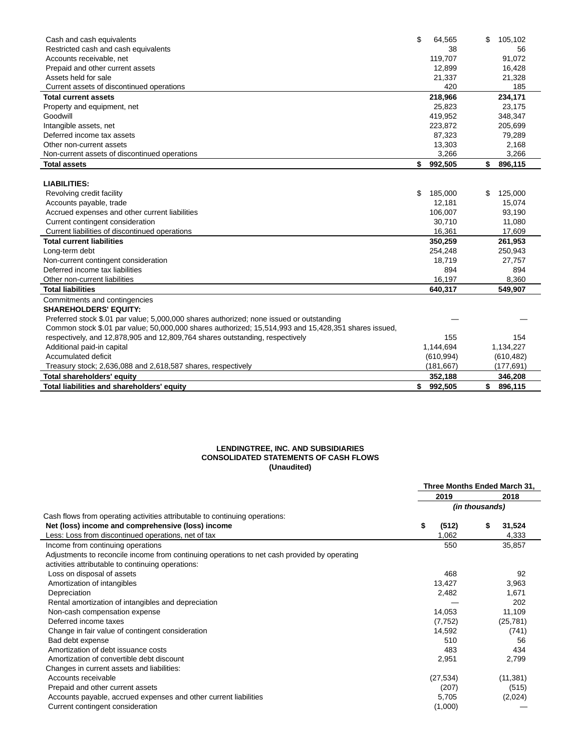| | | |
|---|---|---|
| Cash and cash equivalents | $ 64,565 | $ 105,102 |
| Restricted cash and cash equivalents | 38 | 56 |
| Accounts receivable, net | 119,707 | 91,072 |
| Prepaid and other current assets | 12,899 | 16,428 |
| Assets held for sale | 21,337 | 21,328 |
| Current assets of discontinued operations | 420 | 185 |
| **Total current assets** | **218,966** | **234,171** |
| Property and equipment, net | 25,823 | 23,175 |
| Goodwill | 419,952 | 348,347 |
| Intangible assets, net | 223,872 | 205,699 |
| Deferred income tax assets | 87,323 | 79,289 |
| Other non-current assets | 13,303 | 2,168 |
| Non-current assets of discontinued operations | 3,266 | 3,266 |
| **Total assets** | **$ 992,505** | **$ 896,115** |
| **LIABILITIES:** | | |
| Revolving credit facility | $ 185,000 | $ 125,000 |
| Accounts payable, trade | 12,181 | 15,074 |
| Accrued expenses and other current liabilities | 106,007 | 93,190 |
| Current contingent consideration | 30,710 | 11,080 |
| Current liabilities of discontinued operations | 16,361 | 17,609 |
| **Total current liabilities** | **350,259** | **261,953** |
| Long-term debt | 254,248 | 250,943 |
| Non-current contingent consideration | 18,719 | 27,757 |
| Deferred income tax liabilities | 894 | 894 |
| Other non-current liabilities | 16,197 | 8,360 |
| **Total liabilities** | **640,317** | **549,907** |
| Commitments and contingencies | | |
| **SHAREHOLDERS' EQUITY:** | | |
| Preferred stock $.01 par value; 5,000,000 shares authorized; none issued or outstanding | — | — |
| Common stock $.01 par value; 50,000,000 shares authorized; 15,514,993 and 15,428,351 shares issued, respectively, and 12,878,905 and 12,809,764 shares outstanding, respectively | 155 | 154 |
| Additional paid-in capital | 1,144,694 | 1,134,227 |
| Accumulated deficit | (610,994) | (610,482) |
| Treasury stock; 2,636,088 and 2,618,587 shares, respectively | (181,667) | (177,691) |
| **Total shareholders' equity** | **352,188** | **346,208** |
| **Total liabilities and shareholders' equity** | **$ 992,505** | **$ 896,115** |

**LENDINGTREE, INC. AND SUBSIDIARIES**
**CONSOLIDATED STATEMENTS OF CASH FLOWS**
**(Unaudited)**

| | **Three Months Ended March 31,** | |
|---|---|---|
| | **2019** | **2018** |
| | *(in thousands)* | |
| Cash flows from operating activities attributable to continuing operations: | | |
| **Net (loss) income and comprehensive (loss) income** | **$ (512)** | **$ 31,524** |
| Less: Loss from discontinued operations, net of tax | 1,062 | 4,333 |
| Income from continuing operations | 550 | 35,857 |
| Adjustments to reconcile income from continuing operations to net cash provided by operating activities attributable to continuing operations: | | |
| Loss on disposal of assets | 468 | 92 |
| Amortization of intangibles | 13,427 | 3,963 |
| Depreciation | 2,482 | 1,671 |
| Rental amortization of intangibles and depreciation | — | 202 |
| Non-cash compensation expense | 14,053 | 11,109 |
| Deferred income taxes | (7,752) | (25,781) |
| Change in fair value of contingent consideration | 14,592 | (741) |
| Bad debt expense | 510 | 56 |
| Amortization of debt issuance costs | 483 | 434 |
| Amortization of convertible debt discount | 2,951 | 2,799 |
| Changes in current assets and liabilities: | | |
| Accounts receivable | (27,534) | (11,381) |
| Prepaid and other current assets | (207) | (515) |
| Accounts payable, accrued expenses and other current liabilities | 5,705 | (2,024) |
| Current contingent consideration | (1,000) | — |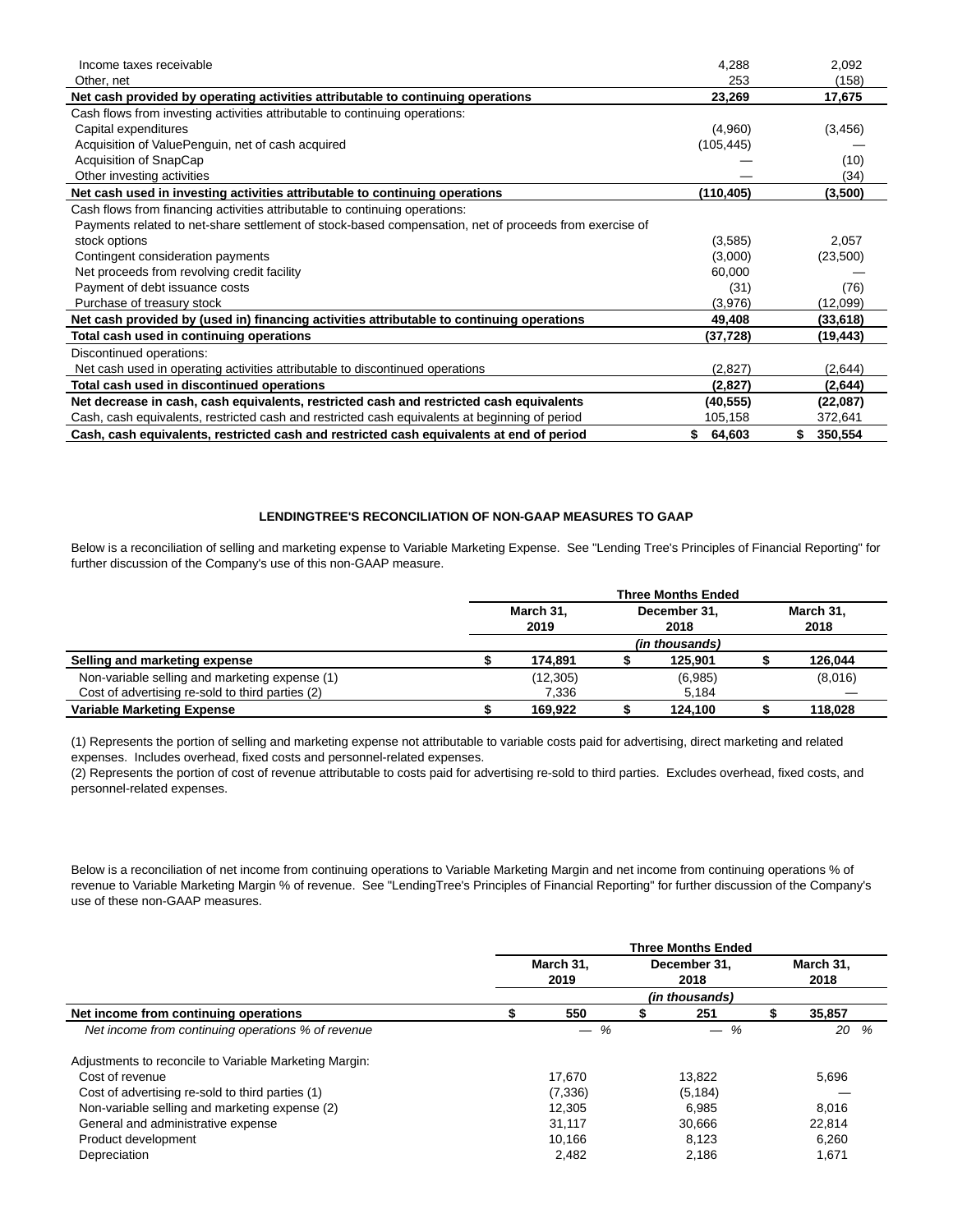| | | |
|---|---|---|
| Income taxes receivable | 4,288 | 2,092 |
| Other, net | 253 | (158) |
| **Net cash provided by operating activities attributable to continuing operations** | **23,269** | **17,675** |
| Cash flows from investing activities attributable to continuing operations: | | |
| Capital expenditures | (4,960) | (3,456) |
| Acquisition of ValuePenguin, net of cash acquired | (105,445) | — |
| Acquisition of SnapCap | — | (10) |
| Other investing activities | — | (34) |
| **Net cash used in investing activities attributable to continuing operations** | **(110,405)** | **(3,500)** |
| Cash flows from financing activities attributable to continuing operations: | | |
| Payments related to net-share settlement of stock-based compensation, net of proceeds from exercise of stock options | (3,585) | 2,057 |
| Contingent consideration payments | (3,000) | (23,500) |
| Net proceeds from revolving credit facility | 60,000 | — |
| Payment of debt issuance costs | (31) | (76) |
| Purchase of treasury stock | (3,976) | (12,099) |
| **Net cash provided by (used in) financing activities attributable to continuing operations** | **49,408** | **(33,618)** |
| **Total cash used in continuing operations** | **(37,728)** | **(19,443)** |
| Discontinued operations: | | |
| Net cash used in operating activities attributable to discontinued operations | (2,827) | (2,644) |
| **Total cash used in discontinued operations** | **(2,827)** | **(2,644)** |
| **Net decrease in cash, cash equivalents, restricted cash and restricted cash equivalents** | **(40,555)** | **(22,087)** |
| Cash, cash equivalents, restricted cash and restricted cash equivalents at beginning of period | 105,158 | 372,641 |
| **Cash, cash equivalents, restricted cash and restricted cash equivalents at end of period** | **$ 64,603** | **$ 350,554** |

**LENDINGTREE'S RECONCILIATION OF NON-GAAP MEASURES TO GAAP**

Below is a reconciliation of selling and marketing expense to Variable Marketing Expense. See "Lending Tree's Principles of Financial Reporting" for further discussion of the Company's use of this non-GAAP measure.

| | Three Months Ended | | |
|---|---|---|---|
| | March 31, 2019 | December 31, 2018 | March 31, 2018 |
| | *(in thousands)* | | |
| **Selling and marketing expense** | **$ 174,891** | **$ 125,901** | **$ 126,044** |
| Non-variable selling and marketing expense (1) | (12,305) | (6,985) | (8,016) |
| Cost of advertising re-sold to third parties (2) | 7,336 | 5,184 | — |
| **Variable Marketing Expense** | **$ 169,922** | **$ 124,100** | **$ 118,028** |

(1) Represents the portion of selling and marketing expense not attributable to variable costs paid for advertising, direct marketing and related expenses. Includes overhead, fixed costs and personnel-related expenses.
(2) Represents the portion of cost of revenue attributable to costs paid for advertising re-sold to third parties. Excludes overhead, fixed costs, and personnel-related expenses.

Below is a reconciliation of net income from continuing operations to Variable Marketing Margin and net income from continuing operations % of revenue to Variable Marketing Margin % of revenue. See "LendingTree's Principles of Financial Reporting" for further discussion of the Company's use of these non-GAAP measures.

| | Three Months Ended | | |
|---|---|---|---|
| | March 31, 2019 | December 31, 2018 | March 31, 2018 |
| | *(in thousands)* | | |
| **Net income from continuing operations** | **$ 550** | **$ 251** | **$ 35,857** |
| *Net income from continuing operations % of revenue* | *— %* | *— %* | *20 %* |
| | | | |
| Adjustments to reconcile to Variable Marketing Margin: | | | |
| Cost of revenue | 17,670 | 13,822 | 5,696 |
| Cost of advertising re-sold to third parties (1) | (7,336) | (5,184) | — |
| Non-variable selling and marketing expense (2) | 12,305 | 6,985 | 8,016 |
| General and administrative expense | 31,117 | 30,666 | 22,814 |
| Product development | 10,166 | 8,123 | 6,260 |
| Depreciation | 2,482 | 2,186 | 1,671 |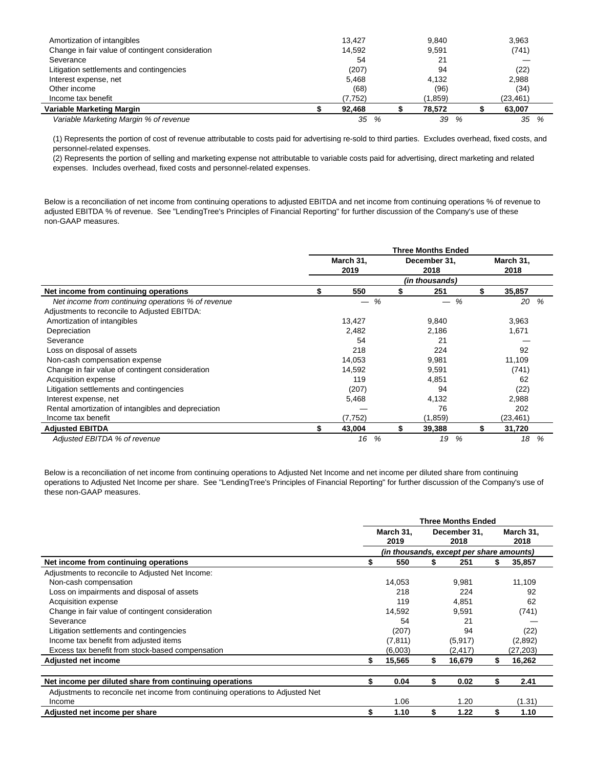| | | | |
|---|---|---|---|
| Amortization of intangibles | 13,427 | 9,840 | 3,963 |
| Change in fair value of contingent consideration | 14,592 | 9,591 | (741) |
| Severance | 54 | 21 | — |
| Litigation settlements and contingencies | (207) | 94 | (22) |
| Interest expense, net | 5,468 | 4,132 | 2,988 |
| Other income | (68) | (96) | (34) |
| Income tax benefit | (7,752) | (1,859) | (23,461) |
| **Variable Marketing Margin** | **$ 92,468** | **$ 78,572** | **$ 63,007** |
| *Variable Marketing Margin % of revenue* | *35 %* | *39 %* | *35 %* |

(1) Represents the portion of cost of revenue attributable to costs paid for advertising re-sold to third parties. Excludes overhead, fixed costs, and personnel-related expenses.
(2) Represents the portion of selling and marketing expense not attributable to variable costs paid for advertising, direct marketing and related expenses. Includes overhead, fixed costs and personnel-related expenses.

Below is a reconciliation of net income from continuing operations to adjusted EBITDA and net income from continuing operations % of revenue to adjusted EBITDA % of revenue. See "LendingTree's Principles of Financial Reporting" for further discussion of the Company's use of these non-GAAP measures.

| | Three Months Ended | | |
|---|---|---|---|
| | March 31, 2019 | December 31, 2018 | March 31, 2018 |
| | *(in thousands)* | | |
| **Net income from continuing operations** | **$ 550** | **$ 251** | **$ 35,857** |
| *Net income from continuing operations % of revenue* | *— %* | *— %* | *20 %* |
| Adjustments to reconcile to Adjusted EBITDA: | | | |
| Amortization of intangibles | 13,427 | 9,840 | 3,963 |
| Depreciation | 2,482 | 2,186 | 1,671 |
| Severance | 54 | 21 | — |
| Loss on disposal of assets | 218 | 224 | 92 |
| Non-cash compensation expense | 14,053 | 9,981 | 11,109 |
| Change in fair value of contingent consideration | 14,592 | 9,591 | (741) |
| Acquisition expense | 119 | 4,851 | 62 |
| Litigation settlements and contingencies | (207) | 94 | (22) |
| Interest expense, net | 5,468 | 4,132 | 2,988 |
| Rental amortization of intangibles and depreciation | — | 76 | 202 |
| Income tax benefit | (7,752) | (1,859) | (23,461) |
| **Adjusted EBITDA** | **$ 43,004** | **$ 39,388** | **$ 31,720** |
| *Adjusted EBITDA % of revenue* | *16 %* | *19 %* | *18 %* |

Below is a reconciliation of net income from continuing operations to Adjusted Net Income and net income per diluted share from continuing operations to Adjusted Net Income per share. See "LendingTree's Principles of Financial Reporting" for further discussion of the Company's use of these non-GAAP measures.

| | Three Months Ended | | |
|---|---|---|---|
| | March 31, 2019 | December 31, 2018 | March 31, 2018 |
| | *(in thousands, except per share amounts)* | | |
| **Net income from continuing operations** | **$ 550** | **$ 251** | **$ 35,857** |
| Adjustments to reconcile to Adjusted Net Income: | | | |
| Non-cash compensation | 14,053 | 9,981 | 11,109 |
| Loss on impairments and disposal of assets | 218 | 224 | 92 |
| Acquisition expense | 119 | 4,851 | 62 |
| Change in fair value of contingent consideration | 14,592 | 9,591 | (741) |
| Severance | 54 | 21 | — |
| Litigation settlements and contingencies | (207) | 94 | (22) |
| Income tax benefit from adjusted items | (7,811) | (5,917) | (2,892) |
| Excess tax benefit from stock-based compensation | (6,003) | (2,417) | (27,203) |
| **Adjusted net income** | **$ 15,565** | **$ 16,679** | **$ 16,262** |
| | | | |
| **Net income per diluted share from continuing operations** | **$ 0.04** | **$ 0.02** | **$ 2.41** |
| Adjustments to reconcile net income from continuing operations to Adjusted Net Income | 1.06 | 1.20 | (1.31) |
| **Adjusted net income per share** | **$ 1.10** | **$ 1.22** | **$ 1.10** |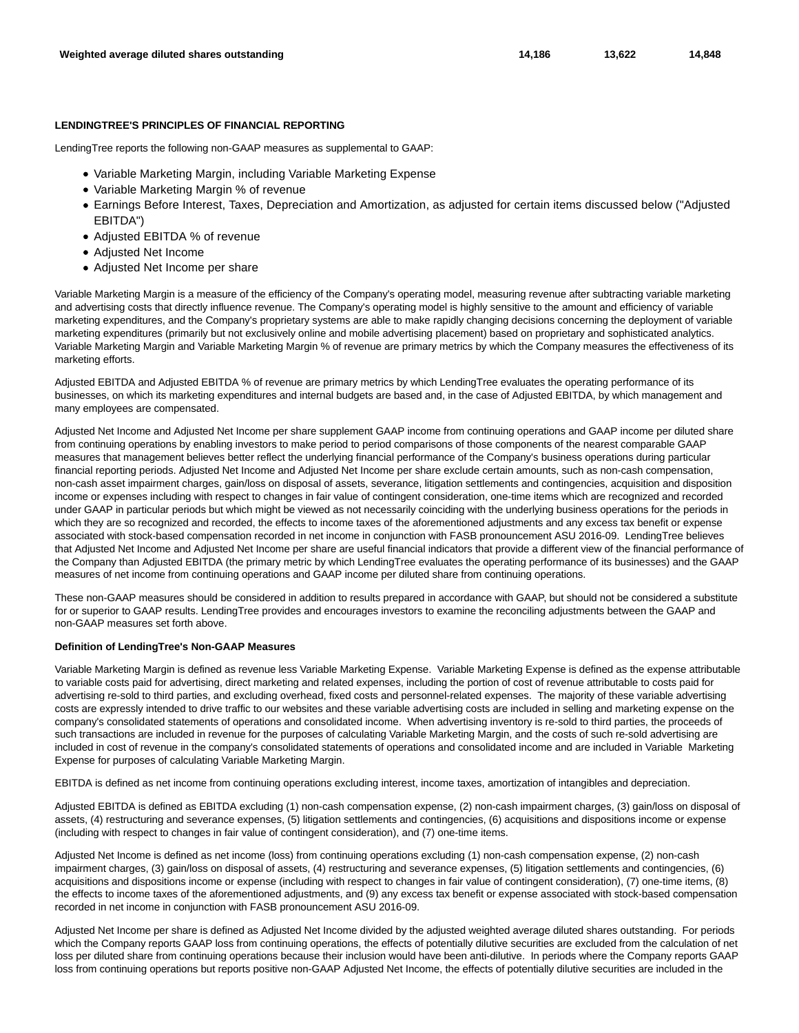| | | | |
|---|---|---|---|
| **Weighted average diluted shares outstanding** | **14,186** | **13,622** | **14,848** |

**LENDINGTREE'S PRINCIPLES OF FINANCIAL REPORTING**

LendingTree reports the following non-GAAP measures as supplemental to GAAP:

- Variable Marketing Margin, including Variable Marketing Expense
- Variable Marketing Margin % of revenue
- Earnings Before Interest, Taxes, Depreciation and Amortization, as adjusted for certain items discussed below ("Adjusted EBITDA")
- Adjusted EBITDA % of revenue
- Adjusted Net Income
- Adjusted Net Income per share

Variable Marketing Margin is a measure of the efficiency of the Company's operating model, measuring revenue after subtracting variable marketing and advertising costs that directly influence revenue. The Company's operating model is highly sensitive to the amount and efficiency of variable marketing expenditures, and the Company's proprietary systems are able to make rapidly changing decisions concerning the deployment of variable marketing expenditures (primarily but not exclusively online and mobile advertising placement) based on proprietary and sophisticated analytics. Variable Marketing Margin and Variable Marketing Margin % of revenue are primary metrics by which the Company measures the effectiveness of its marketing efforts.

Adjusted EBITDA and Adjusted EBITDA % of revenue are primary metrics by which LendingTree evaluates the operating performance of its businesses, on which its marketing expenditures and internal budgets are based and, in the case of Adjusted EBITDA, by which management and many employees are compensated.

Adjusted Net Income and Adjusted Net Income per share supplement GAAP income from continuing operations and GAAP income per diluted share from continuing operations by enabling investors to make period to period comparisons of those components of the nearest comparable GAAP measures that management believes better reflect the underlying financial performance of the Company's business operations during particular financial reporting periods. Adjusted Net Income and Adjusted Net Income per share exclude certain amounts, such as non-cash compensation, non-cash asset impairment charges, gain/loss on disposal of assets, severance, litigation settlements and contingencies, acquisition and disposition income or expenses including with respect to changes in fair value of contingent consideration, one-time items which are recognized and recorded under GAAP in particular periods but which might be viewed as not necessarily coinciding with the underlying business operations for the periods in which they are so recognized and recorded, the effects to income taxes of the aforementioned adjustments and any excess tax benefit or expense associated with stock-based compensation recorded in net income in conjunction with FASB pronouncement ASU 2016-09. LendingTree believes that Adjusted Net Income and Adjusted Net Income per share are useful financial indicators that provide a different view of the financial performance of the Company than Adjusted EBITDA (the primary metric by which LendingTree evaluates the operating performance of its businesses) and the GAAP measures of net income from continuing operations and GAAP income per diluted share from continuing operations.

These non-GAAP measures should be considered in addition to results prepared in accordance with GAAP, but should not be considered a substitute for or superior to GAAP results. LendingTree provides and encourages investors to examine the reconciling adjustments between the GAAP and non-GAAP measures set forth above.

**Definition of LendingTree's Non-GAAP Measures**

Variable Marketing Margin is defined as revenue less Variable Marketing Expense. Variable Marketing Expense is defined as the expense attributable to variable costs paid for advertising, direct marketing and related expenses, including the portion of cost of revenue attributable to costs paid for advertising re-sold to third parties, and excluding overhead, fixed costs and personnel-related expenses. The majority of these variable advertising costs are expressly intended to drive traffic to our websites and these variable advertising costs are included in selling and marketing expense on the company's consolidated statements of operations and consolidated income. When advertising inventory is re-sold to third parties, the proceeds of such transactions are included in revenue for the purposes of calculating Variable Marketing Margin, and the costs of such re-sold advertising are included in cost of revenue in the company's consolidated statements of operations and consolidated income and are included in Variable Marketing Expense for purposes of calculating Variable Marketing Margin.

EBITDA is defined as net income from continuing operations excluding interest, income taxes, amortization of intangibles and depreciation.

Adjusted EBITDA is defined as EBITDA excluding (1) non-cash compensation expense, (2) non-cash impairment charges, (3) gain/loss on disposal of assets, (4) restructuring and severance expenses, (5) litigation settlements and contingencies, (6) acquisitions and dispositions income or expense (including with respect to changes in fair value of contingent consideration), and (7) one-time items.

Adjusted Net Income is defined as net income (loss) from continuing operations excluding (1) non-cash compensation expense, (2) non-cash impairment charges, (3) gain/loss on disposal of assets, (4) restructuring and severance expenses, (5) litigation settlements and contingencies, (6) acquisitions and dispositions income or expense (including with respect to changes in fair value of contingent consideration), (7) one-time items, (8) the effects to income taxes of the aforementioned adjustments, and (9) any excess tax benefit or expense associated with stock-based compensation recorded in net income in conjunction with FASB pronouncement ASU 2016-09.

Adjusted Net Income per share is defined as Adjusted Net Income divided by the adjusted weighted average diluted shares outstanding. For periods which the Company reports GAAP loss from continuing operations, the effects of potentially dilutive securities are excluded from the calculation of net loss per diluted share from continuing operations because their inclusion would have been anti-dilutive. In periods where the Company reports GAAP loss from continuing operations but reports positive non-GAAP Adjusted Net Income, the effects of potentially dilutive securities are included in the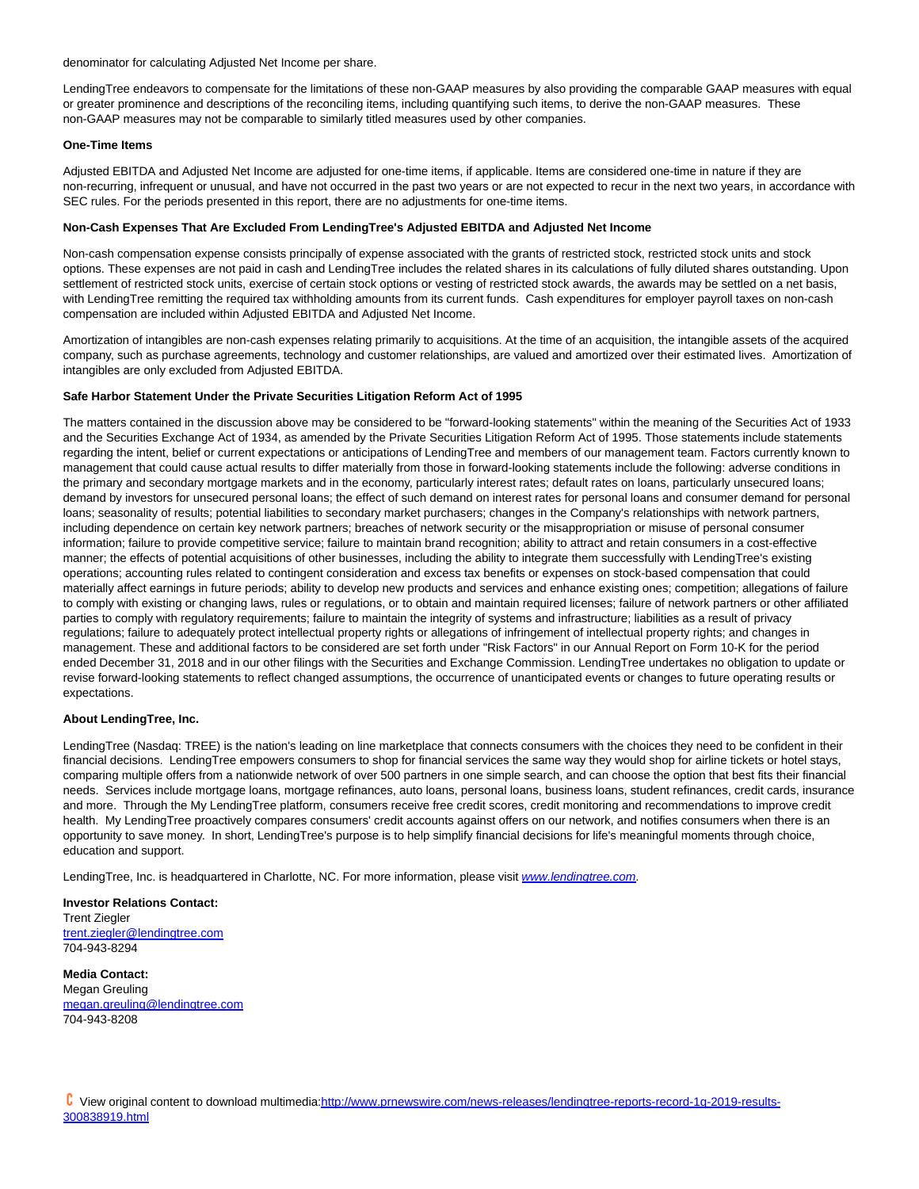denominator for calculating Adjusted Net Income per share.

LendingTree endeavors to compensate for the limitations of these non-GAAP measures by also providing the comparable GAAP measures with equal or greater prominence and descriptions of the reconciling items, including quantifying such items, to derive the non-GAAP measures. These non-GAAP measures may not be comparable to similarly titled measures used by other companies.

**One-Time Items**

Adjusted EBITDA and Adjusted Net Income are adjusted for one-time items, if applicable. Items are considered one-time in nature if they are non-recurring, infrequent or unusual, and have not occurred in the past two years or are not expected to recur in the next two years, in accordance with SEC rules. For the periods presented in this report, there are no adjustments for one-time items.

**Non-Cash Expenses That Are Excluded From LendingTree's Adjusted EBITDA and Adjusted Net Income**

Non-cash compensation expense consists principally of expense associated with the grants of restricted stock, restricted stock units and stock options. These expenses are not paid in cash and LendingTree includes the related shares in its calculations of fully diluted shares outstanding. Upon settlement of restricted stock units, exercise of certain stock options or vesting of restricted stock awards, the awards may be settled on a net basis, with LendingTree remitting the required tax withholding amounts from its current funds. Cash expenditures for employer payroll taxes on non-cash compensation are included within Adjusted EBITDA and Adjusted Net Income.

Amortization of intangibles are non-cash expenses relating primarily to acquisitions. At the time of an acquisition, the intangible assets of the acquired company, such as purchase agreements, technology and customer relationships, are valued and amortized over their estimated lives. Amortization of intangibles are only excluded from Adjusted EBITDA.

**Safe Harbor Statement Under the Private Securities Litigation Reform Act of 1995**

The matters contained in the discussion above may be considered to be "forward-looking statements" within the meaning of the Securities Act of 1933 and the Securities Exchange Act of 1934, as amended by the Private Securities Litigation Reform Act of 1995. Those statements include statements regarding the intent, belief or current expectations or anticipations of LendingTree and members of our management team. Factors currently known to management that could cause actual results to differ materially from those in forward-looking statements include the following: adverse conditions in the primary and secondary mortgage markets and in the economy, particularly interest rates; default rates on loans, particularly unsecured loans; demand by investors for unsecured personal loans; the effect of such demand on interest rates for personal loans and consumer demand for personal loans; seasonality of results; potential liabilities to secondary market purchasers; changes in the Company's relationships with network partners, including dependence on certain key network partners; breaches of network security or the misappropriation or misuse of personal consumer information; failure to provide competitive service; failure to maintain brand recognition; ability to attract and retain consumers in a cost-effective manner; the effects of potential acquisitions of other businesses, including the ability to integrate them successfully with LendingTree's existing operations; accounting rules related to contingent consideration and excess tax benefits or expenses on stock-based compensation that could materially affect earnings in future periods; ability to develop new products and services and enhance existing ones; competition; allegations of failure to comply with existing or changing laws, rules or regulations, or to obtain and maintain required licenses; failure of network partners or other affiliated parties to comply with regulatory requirements; failure to maintain the integrity of systems and infrastructure; liabilities as a result of privacy regulations; failure to adequately protect intellectual property rights or allegations of infringement of intellectual property rights; and changes in management. These and additional factors to be considered are set forth under "Risk Factors" in our Annual Report on Form 10-K for the period ended December 31, 2018 and in our other filings with the Securities and Exchange Commission. LendingTree undertakes no obligation to update or revise forward-looking statements to reflect changed assumptions, the occurrence of unanticipated events or changes to future operating results or expectations.

**About LendingTree, Inc.**

LendingTree (Nasdaq: TREE) is the nation's leading on line marketplace that connects consumers with the choices they need to be confident in their financial decisions. LendingTree empowers consumers to shop for financial services the same way they would shop for airline tickets or hotel stays, comparing multiple offers from a nationwide network of over 500 partners in one simple search, and can choose the option that best fits their financial needs. Services include mortgage loans, mortgage refinances, auto loans, personal loans, business loans, student refinances, credit cards, insurance and more. Through the My LendingTree platform, consumers receive free credit scores, credit monitoring and recommendations to improve credit health. My LendingTree proactively compares consumers' credit accounts against offers on our network, and notifies consumers when there is an opportunity to save money. In short, LendingTree's purpose is to help simplify financial decisions for life's meaningful moments through choice, education and support.

LendingTree, Inc. is headquartered in Charlotte, NC. For more information, please visit [www.lendingtree.com](www.lendingtree.com).

**Investor Relations Contact:**
Trent Ziegler
[trent.ziegler@lendingtree.com](mailto:trent.ziegler@lendingtree.com)
704-943-8294

**Media Contact:**
Megan Greuling
[megan.greuling@lendingtree.com](mailto:megan.greuling@lendingtree.com)
704-943-8208

View original content to download multimedia: [http://www.prnewswire.com/news-releases/lendingtree-reports-record-1q-2019-results-300838919.html](http://www.prnewswire.com/news-releases/lendingtree-reports-record-1q-2019-results-300838919.html)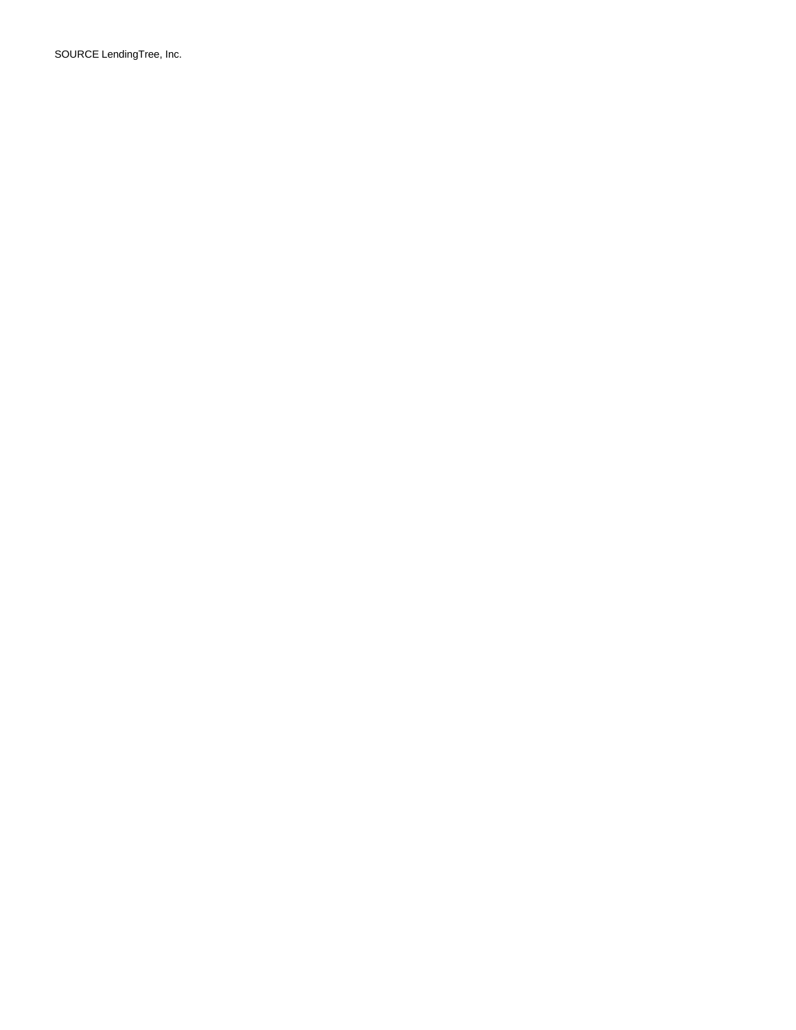SOURCE LendingTree, Inc.